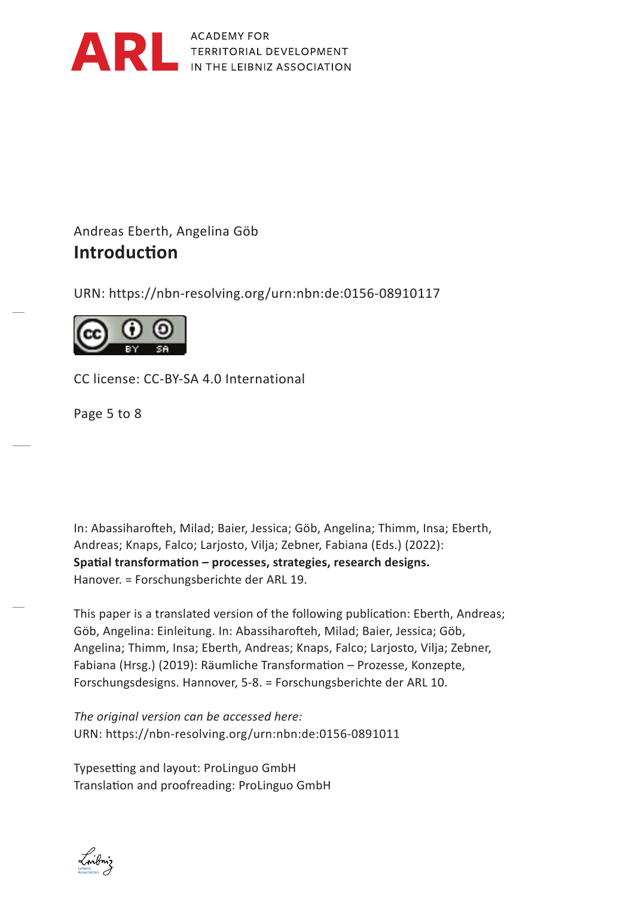ARL ACADEMY FOR TERRITORIAL DEVELOPMENT IN THE LEIBNIZ ASSOCIATION

Andreas Eberth, Angelina Göb

# Introduction

URN: https://nbn-resolving.org/urn:nbn:de:0156-08910117

CC license: CC-BY-SA 4.0 International

Page 5 to 8

In: Abassiharofteh, Milad; Baier, Jessica; Göb, Angelina; Thimm, Insa; Eberth, Andreas; Knaps, Falco; Larjosto, Vilja; Zebner, Fabiana (Eds.) (2022): **Spatial transformation – processes, strategies, research designs.** Hanover. = Forschungsberichte der ARL 19.

This paper is a translated version of the following publication: Eberth, Andreas; Göb, Angelina: Einleitung. In: Abassiharofteh, Milad; Baier, Jessica; Göb, Angelina; Thimm, Insa; Eberth, Andreas; Knaps, Falco; Larjosto, Vilja; Zebner, Fabiana (Hrsg.) (2019): Räumliche Transformation – Prozesse, Konzepte, Forschungsdesigns. Hannover, 5-8. = Forschungsberichte der ARL 10.

*The original version can be accessed here:*
URN: https://nbn-resolving.org/urn:nbn:de:0156-0891011

Typesetting and layout: ProLinguo GmbH
Translation and proofreading: ProLinguo GmbH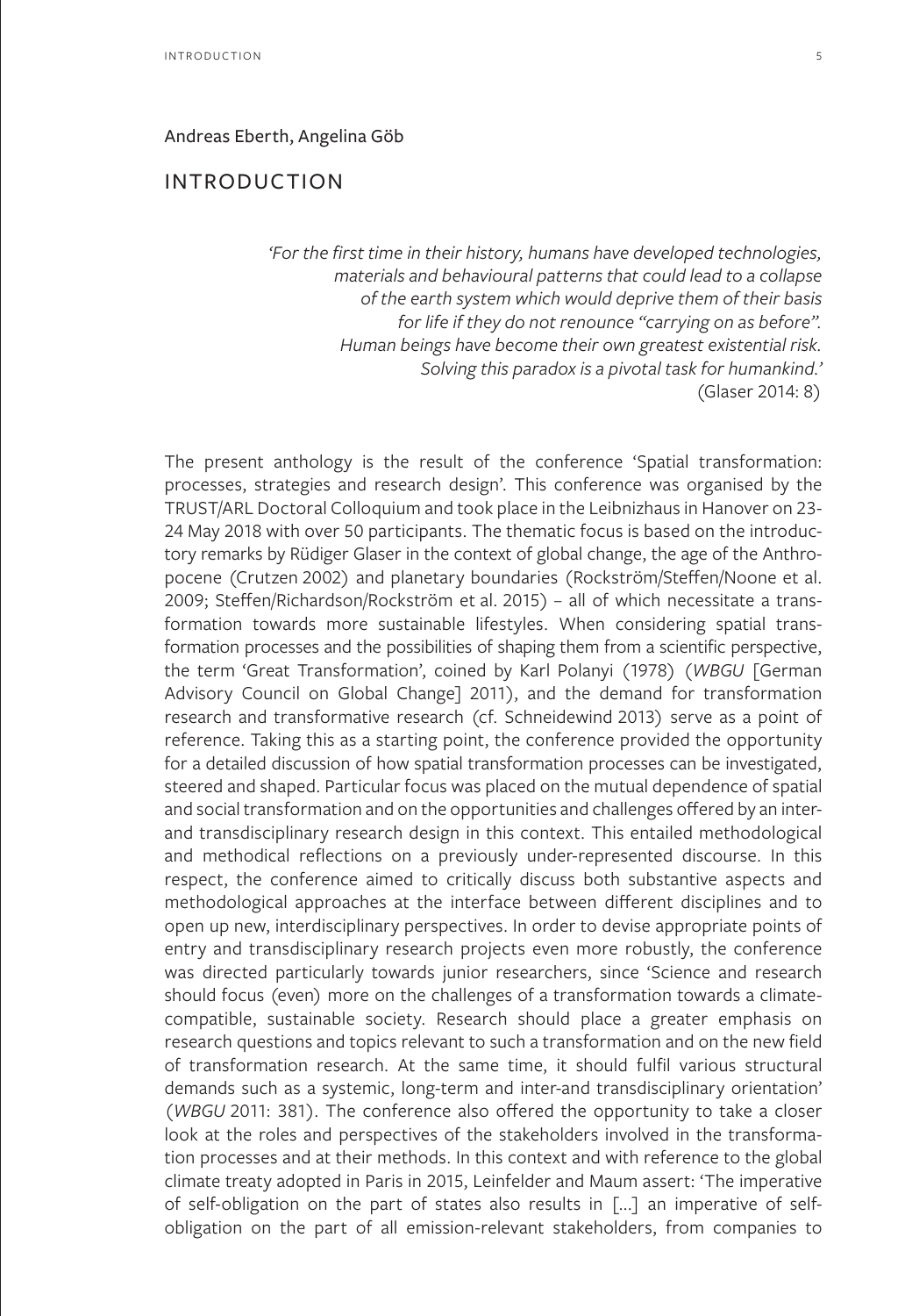Andreas Eberth, Angelina Göb

# INTRODUCTION

> *'For the first time in their history, humans have developed technologies, materials and behavioural patterns that could lead to a collapse of the earth system which would deprive them of their basis for life if they do not renounce "carrying on as before". Human beings have become their own greatest existential risk. Solving this paradox is a pivotal task for humankind.'*
> (Glaser 2014: 8)

The present anthology is the result of the conference 'Spatial transformation: processes, strategies and research design'. This conference was organised by the TRUST/ARL Doctoral Colloquium and took place in the Leibnizhaus in Hanover on 23-24 May 2018 with over 50 participants. The thematic focus is based on the introductory remarks by Rüdiger Glaser in the context of global change, the age of the Anthropocene (Crutzen 2002) and planetary boundaries (Rockström/Steffen/Noone et al. 2009; Steffen/Richardson/Rockström et al. 2015) – all of which necessitate a transformation towards more sustainable lifestyles. When considering spatial transformation processes and the possibilities of shaping them from a scientific perspective, the term 'Great Transformation', coined by Karl Polanyi (1978) (*WBGU* [German Advisory Council on Global Change] 2011), and the demand for transformation research and transformative research (cf. Schneidewind 2013) serve as a point of reference. Taking this as a starting point, the conference provided the opportunity for a detailed discussion of how spatial transformation processes can be investigated, steered and shaped. Particular focus was placed on the mutual dependence of spatial and social transformation and on the opportunities and challenges offered by an inter- and transdisciplinary research design in this context. This entailed methodological and methodical reflections on a previously under-represented discourse. In this respect, the conference aimed to critically discuss both substantive aspects and methodological approaches at the interface between different disciplines and to open up new, interdisciplinary perspectives. In order to devise appropriate points of entry and transdisciplinary research projects even more robustly, the conference was directed particularly towards junior researchers, since 'Science and research should focus (even) more on the challenges of a transformation towards a climate-compatible, sustainable society. Research should place a greater emphasis on research questions and topics relevant to such a transformation and on the new field of transformation research. At the same time, it should fulfil various structural demands such as a systemic, long-term and inter-and transdisciplinary orientation' (*WBGU* 2011: 381). The conference also offered the opportunity to take a closer look at the roles and perspectives of the stakeholders involved in the transformation processes and at their methods. In this context and with reference to the global climate treaty adopted in Paris in 2015, Leinfelder and Maum assert: 'The imperative of self-obligation on the part of states also results in [...] an imperative of self-obligation on the part of all emission-relevant stakeholders, from companies to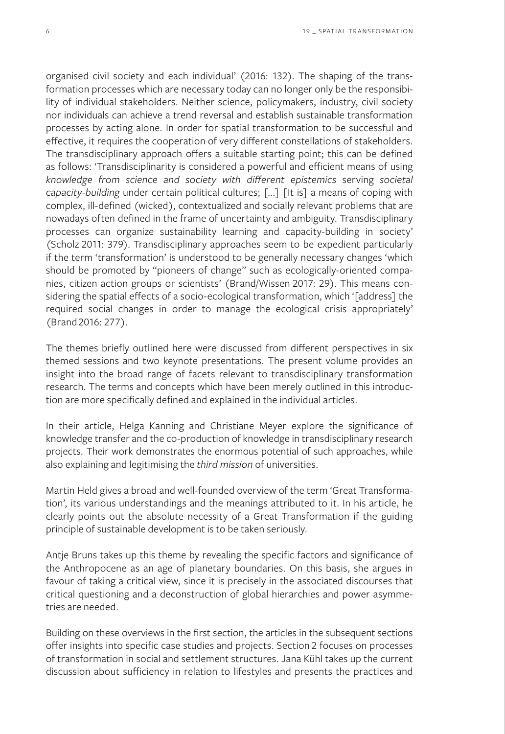organised civil society and each individual' (2016: 132). The shaping of the transformation processes which are necessary today can no longer only be the responsibility of individual stakeholders. Neither science, policymakers, industry, civil society nor individuals can achieve a trend reversal and establish sustainable transformation processes by acting alone. In order for spatial transformation to be successful and effective, it requires the cooperation of very different constellations of stakeholders. The transdisciplinary approach offers a suitable starting point; this can be defined as follows: 'Transdisciplinarity is considered a powerful and efficient means of using *knowledge from science and society with different epistemics* serving *societal capacity-building* under certain political cultures; [...] [It is] a means of coping with complex, ill-defined (wicked), contextualized and socially relevant problems that are nowadays often defined in the frame of uncertainty and ambiguity. Transdisciplinary processes can organize sustainability learning and capacity-building in society' (Scholz 2011: 379). Transdisciplinary approaches seem to be expedient particularly if the term 'transformation' is understood to be generally necessary changes 'which should be promoted by "pioneers of change" such as ecologically-oriented companies, citizen action groups or scientists' (Brand/Wissen 2017: 29). This means considering the spatial effects of a socio-ecological transformation, which '[address] the required social changes in order to manage the ecological crisis appropriately' (Brand 2016: 277).

The themes briefly outlined here were discussed from different perspectives in six themed sessions and two keynote presentations. The present volume provides an insight into the broad range of facets relevant to transdisciplinary transformation research. The terms and concepts which have been merely outlined in this introduction are more specifically defined and explained in the individual articles.

In their article, Helga Kanning and Christiane Meyer explore the significance of knowledge transfer and the co-production of knowledge in transdisciplinary research projects. Their work demonstrates the enormous potential of such approaches, while also explaining and legitimising the *third mission* of universities.

Martin Held gives a broad and well-founded overview of the term 'Great Transformation', its various understandings and the meanings attributed to it. In his article, he clearly points out the absolute necessity of a Great Transformation if the guiding principle of sustainable development is to be taken seriously.

Antje Bruns takes up this theme by revealing the specific factors and significance of the Anthropocene as an age of planetary boundaries. On this basis, she argues in favour of taking a critical view, since it is precisely in the associated discourses that critical questioning and a deconstruction of global hierarchies and power asymmetries are needed.

Building on these overviews in the first section, the articles in the subsequent sections offer insights into specific case studies and projects. Section 2 focuses on processes of transformation in social and settlement structures. Jana Kühl takes up the current discussion about sufficiency in relation to lifestyles and presents the practices and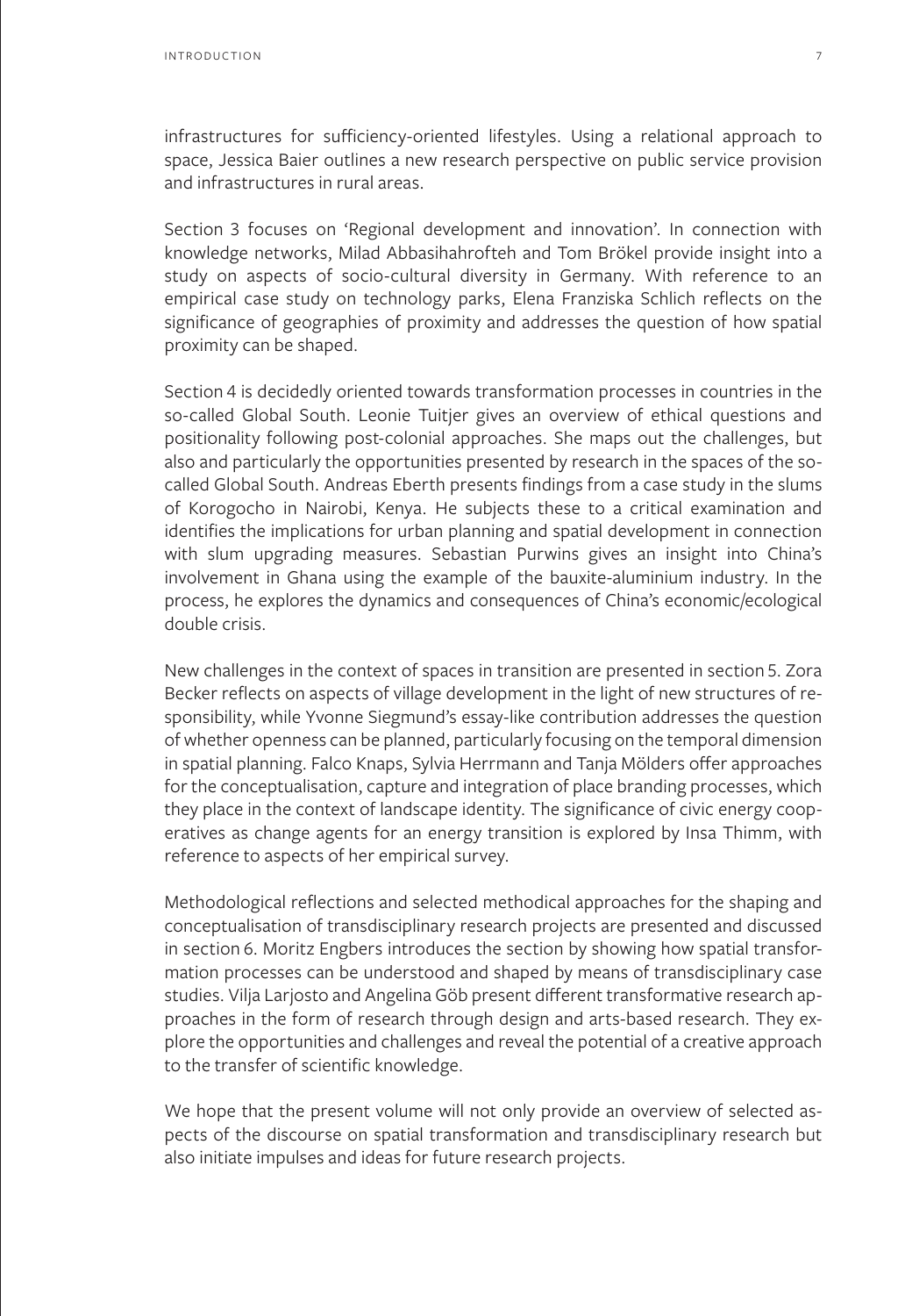infrastructures for sufficiency-oriented lifestyles. Using a relational approach to space, Jessica Baier outlines a new research perspective on public service provision and infrastructures in rural areas.

Section 3 focuses on 'Regional development and innovation'. In connection with knowledge networks, Milad Abbasihahrofteh and Tom Brökel provide insight into a study on aspects of socio-cultural diversity in Germany. With reference to an empirical case study on technology parks, Elena Franziska Schlich reflects on the significance of geographies of proximity and addresses the question of how spatial proximity can be shaped.

Section 4 is decidedly oriented towards transformation processes in countries in the so-called Global South. Leonie Tuitjer gives an overview of ethical questions and positionality following post-colonial approaches. She maps out the challenges, but also and particularly the opportunities presented by research in the spaces of the so-called Global South. Andreas Eberth presents findings from a case study in the slums of Korogocho in Nairobi, Kenya. He subjects these to a critical examination and identifies the implications for urban planning and spatial development in connection with slum upgrading measures. Sebastian Purwins gives an insight into China's involvement in Ghana using the example of the bauxite-aluminium industry. In the process, he explores the dynamics and consequences of China's economic/ecological double crisis.

New challenges in the context of spaces in transition are presented in section 5. Zora Becker reflects on aspects of village development in the light of new structures of responsibility, while Yvonne Siegmund's essay-like contribution addresses the question of whether openness can be planned, particularly focusing on the temporal dimension in spatial planning. Falco Knaps, Sylvia Herrmann and Tanja Mölders offer approaches for the conceptualisation, capture and integration of place branding processes, which they place in the context of landscape identity. The significance of civic energy cooperatives as change agents for an energy transition is explored by Insa Thimm, with reference to aspects of her empirical survey.

Methodological reflections and selected methodical approaches for the shaping and conceptualisation of transdisciplinary research projects are presented and discussed in section 6. Moritz Engbers introduces the section by showing how spatial transformation processes can be understood and shaped by means of transdisciplinary case studies. Vilja Larjosto and Angelina Göb present different transformative research approaches in the form of research through design and arts-based research. They explore the opportunities and challenges and reveal the potential of a creative approach to the transfer of scientific knowledge.

We hope that the present volume will not only provide an overview of selected aspects of the discourse on spatial transformation and transdisciplinary research but also initiate impulses and ideas for future research projects.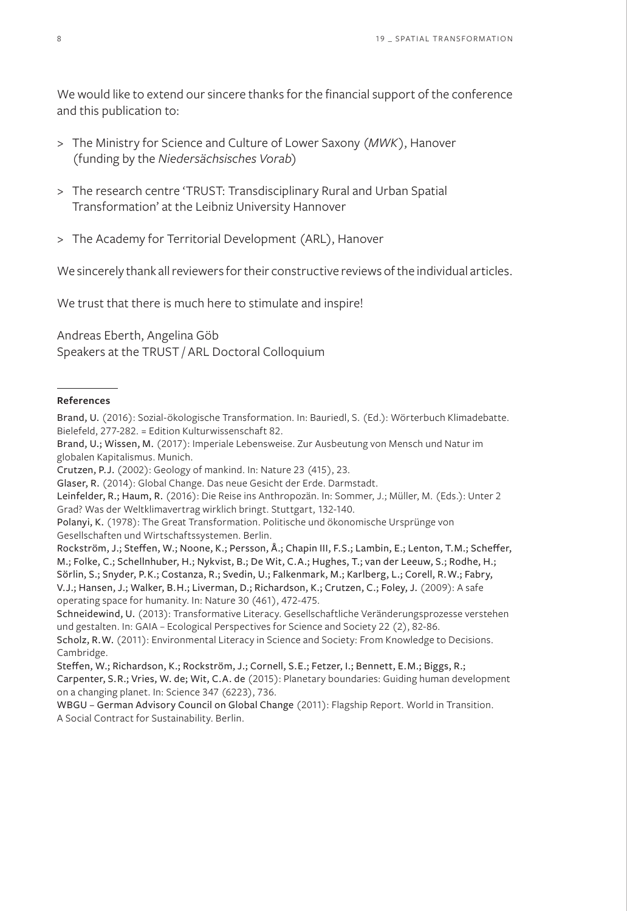We would like to extend our sincere thanks for the financial support of the conference and this publication to:

> The Ministry for Science and Culture of Lower Saxony (*MWK*), Hanover (funding by the *Niedersächsisches Vorab*)

> The research centre 'TRUST: Transdisciplinary Rural and Urban Spatial Transformation' at the Leibniz University Hannover

> The Academy for Territorial Development (ARL), Hanover

We sincerely thank all reviewers for their constructive reviews of the individual articles.

We trust that there is much here to stimulate and inspire!

Andreas Eberth, Angelina Göb
Speakers at the TRUST / ARL Doctoral Colloquium

---

**References**

Brand, U. (2016): Sozial-ökologische Transformation. In: Bauriedl, S. (Ed.): Wörterbuch Klimadebatte. Bielefeld, 277-282. = Edition Kulturwissenschaft 82.

Brand, U.; Wissen, M. (2017): Imperiale Lebensweise. Zur Ausbeutung von Mensch und Natur im globalen Kapitalismus. Munich.

Crutzen, P.J. (2002): Geology of mankind. In: Nature 23 (415), 23.

Glaser, R. (2014): Global Change. Das neue Gesicht der Erde. Darmstadt.

Leinfelder, R.; Haum, R. (2016): Die Reise ins Anthropozän. In: Sommer, J.; Müller, M. (Eds.): Unter 2 Grad? Was der Weltklimavertrag wirklich bringt. Stuttgart, 132-140.

Polanyi, K. (1978): The Great Transformation. Politische und ökonomische Ursprünge von Gesellschaften und Wirtschaftssystemen. Berlin.

Rockström, J.; Steffen, W.; Noone, K.; Persson, Å.; Chapin III, F.S.; Lambin, E.; Lenton, T.M.; Scheffer, M.; Folke, C.; Schellnhuber, H.; Nykvist, B.; De Wit, C.A.; Hughes, T.; van der Leeuw, S.; Rodhe, H.; Sörlin, S.; Snyder, P.K.; Costanza, R.; Svedin, U.; Falkenmark, M.; Karlberg, L.; Corell, R.W.; Fabry, V.J.; Hansen, J.; Walker, B.H.; Liverman, D.; Richardson, K.; Crutzen, C.; Foley, J. (2009): A safe operating space for humanity. In: Nature 30 (461), 472-475.

Schneidewind, U. (2013): Transformative Literacy. Gesellschaftliche Veränderungsprozesse verstehen und gestalten. In: GAIA – Ecological Perspectives for Science and Society 22 (2), 82-86.

Scholz, R.W. (2011): Environmental Literacy in Science and Society: From Knowledge to Decisions. Cambridge.

Steffen, W.; Richardson, K.; Rockström, J.; Cornell, S.E.; Fetzer, I.; Bennett, E.M.; Biggs, R.; Carpenter, S.R.; Vries, W. de; Wit, C.A. de (2015): Planetary boundaries: Guiding human development on a changing planet. In: Science 347 (6223), 736.

WBGU – German Advisory Council on Global Change (2011): Flagship Report. World in Transition. A Social Contract for Sustainability. Berlin.